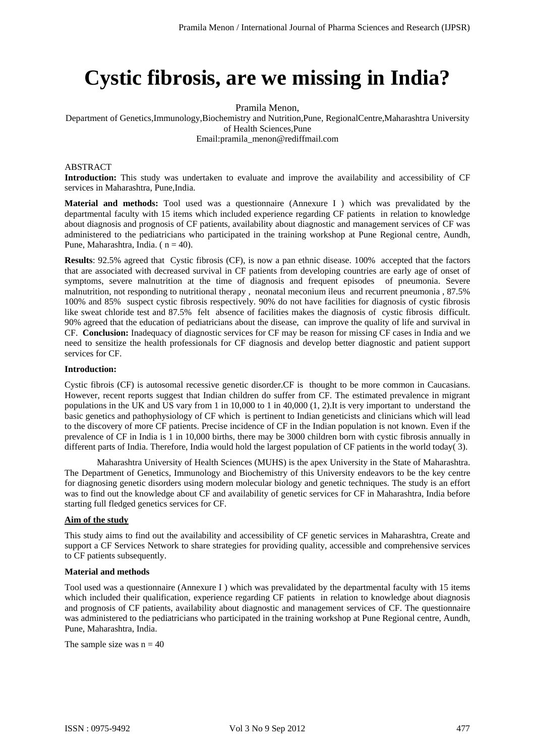# Cystic fibrosis, are we missing in India?

Pramila Menon,

Department of Genetics,Immunology,Biochemistry and Nutrition,Pune, RegionalCentre,Maharashtra University of Health Sciences,Pune

Email:pramila_menon@rediffmail.com

ABSTRACT

**Introduction:** This study was undertaken to evaluate and improve the availability and accessibility of CF services in Maharashtra, Pune,India.

**Material and methods:** Tool used was a questionnaire (Annexure I ) which was prevalidated by the departmental faculty with 15 items which included experience regarding CF patients in relation to knowledge about diagnosis and prognosis of CF patients, availability about diagnostic and management services of CF was administered to the pediatricians who participated in the training workshop at Pune Regional centre, Aundh, Pune, Maharashtra, India. ( n = 40).

**Results**: 92.5% agreed that Cystic fibrosis (CF), is now a pan ethnic disease. 100% accepted that the factors that are associated with decreased survival in CF patients from developing countries are early age of onset of symptoms, severe malnutrition at the time of diagnosis and frequent episodes of pneumonia. Severe malnutrition, not responding to nutritional therapy , neonatal meconium ileus and recurrent pneumonia , 87.5% 100% and 85% suspect cystic fibrosis respectively. 90% do not have facilities for diagnosis of cystic fibrosis like sweat chloride test and 87.5% felt absence of facilities makes the diagnosis of cystic fibrosis difficult. 90% agreed that the education of pediatricians about the disease, can improve the quality of life and survival in CF. **Conclusion:** Inadequacy of diagnostic services for CF may be reason for missing CF cases in India and we need to sensitize the health professionals for CF diagnosis and develop better diagnostic and patient support services for CF.

**Introduction:**

Cystic fibrois (CF) is autosomal recessive genetic disorder.CF is thought to be more common in Caucasians. However, recent reports suggest that Indian children do suffer from CF. The estimated prevalence in migrant populations in the UK and US vary from 1 in 10,000 to 1 in 40,000 (1, 2).It is very important to understand the basic genetics and pathophysiology of CF which is pertinent to Indian geneticists and clinicians which will lead to the discovery of more CF patients. Precise incidence of CF in the Indian population is not known. Even if the prevalence of CF in India is 1 in 10,000 births, there may be 3000 children born with cystic fibrosis annually in different parts of India. Therefore, India would hold the largest population of CF patients in the world today( 3).

Maharashtra University of Health Sciences (MUHS) is the apex University in the State of Maharashtra. The Department of Genetics, Immunology and Biochemistry of this University endeavors to be the key centre for diagnosing genetic disorders using modern molecular biology and genetic techniques. The study is an effort was to find out the knowledge about CF and availability of genetic services for CF in Maharashtra, India before starting full fledged genetics services for CF.

**Aim of the study**

This study aims to find out the availability and accessibility of CF genetic services in Maharashtra, Create and support a CF Services Network to share strategies for providing quality, accessible and comprehensive services to CF patients subsequently.

**Material and methods**

Tool used was a questionnaire (Annexure I ) which was prevalidated by the departmental faculty with 15 items which included their qualification, experience regarding CF patients in relation to knowledge about diagnosis and prognosis of CF patients, availability about diagnostic and management services of CF. The questionnaire was administered to the pediatricians who participated in the training workshop at Pune Regional centre, Aundh, Pune, Maharashtra, India.

The sample size was n = 40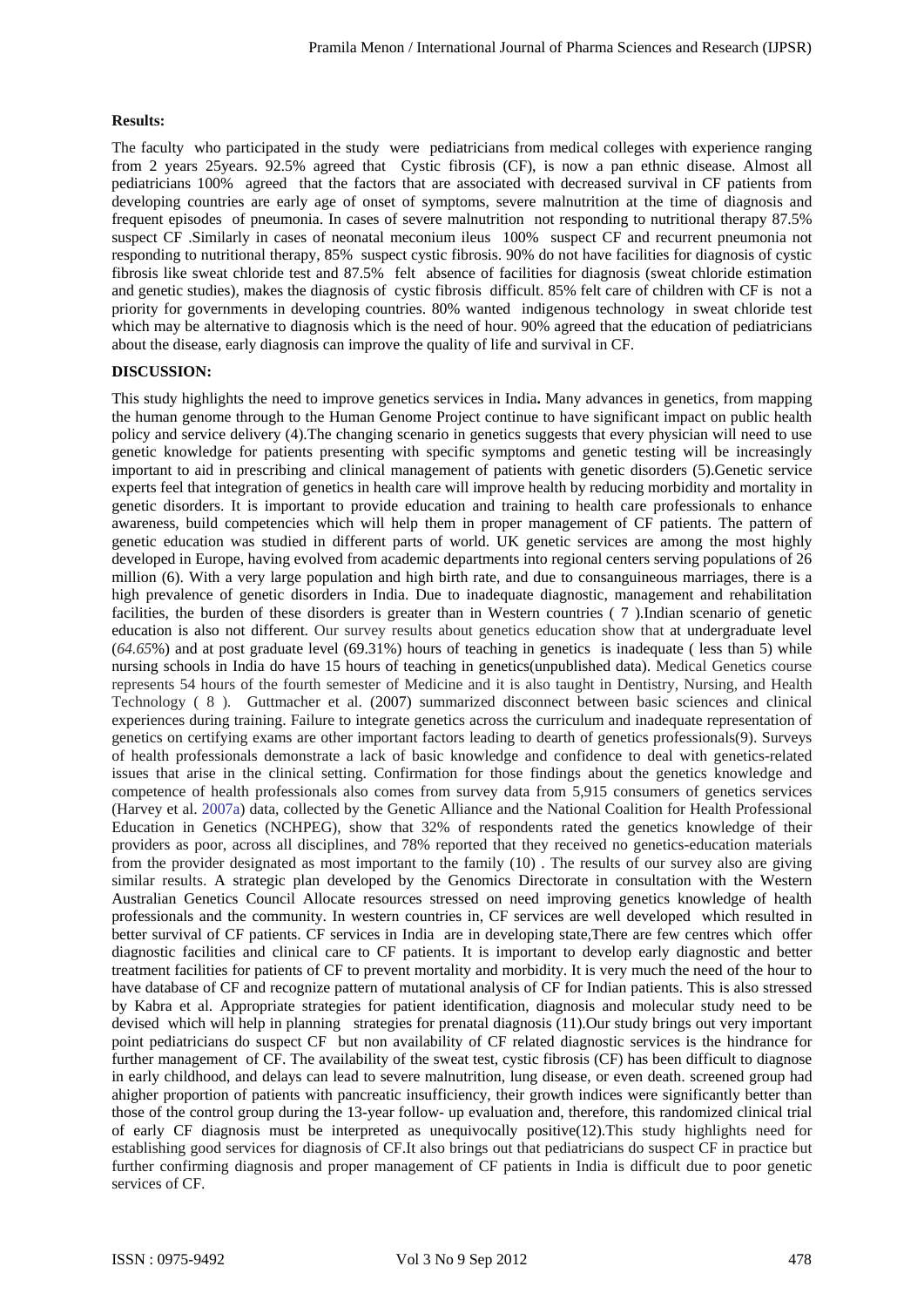**Results:**

The faculty who participated in the study were pediatricians from medical colleges with experience ranging from 2 years 25years. 92.5% agreed that Cystic fibrosis (CF), is now a pan ethnic disease. Almost all pediatricians 100% agreed that the factors that are associated with decreased survival in CF patients from developing countries are early age of onset of symptoms, severe malnutrition at the time of diagnosis and frequent episodes of pneumonia. In cases of severe malnutrition not responding to nutritional therapy 87.5% suspect CF .Similarly in cases of neonatal meconium ileus 100% suspect CF and recurrent pneumonia not responding to nutritional therapy, 85% suspect cystic fibrosis. 90% do not have facilities for diagnosis of cystic fibrosis like sweat chloride test and 87.5% felt absence of facilities for diagnosis (sweat chloride estimation and genetic studies), makes the diagnosis of cystic fibrosis difficult. 85% felt care of children with CF is not a priority for governments in developing countries. 80% wanted indigenous technology in sweat chloride test which may be alternative to diagnosis which is the need of hour. 90% agreed that the education of pediatricians about the disease, early diagnosis can improve the quality of life and survival in CF.

**DISCUSSION:**

This study highlights the need to improve genetics services in India**.** Many advances in genetics, from mapping the human genome through to the Human Genome Project continue to have significant impact on public health policy and service delivery (4).The changing scenario in genetics suggests that every physician will need to use genetic knowledge for patients presenting with specific symptoms and genetic testing will be increasingly important to aid in prescribing and clinical management of patients with genetic disorders (5).Genetic service experts feel that integration of genetics in health care will improve health by reducing morbidity and mortality in genetic disorders. It is important to provide education and training to health care professionals to enhance awareness, build competencies which will help them in proper management of CF patients. The pattern of genetic education was studied in different parts of world. UK genetic services are among the most highly developed in Europe, having evolved from academic departments into regional centers serving populations of 26 million (6). With a very large population and high birth rate, and due to consanguineous marriages, there is a high prevalence of genetic disorders in India. Due to inadequate diagnostic, management and rehabilitation facilities, the burden of these disorders is greater than in Western countries ( 7 ).Indian scenario of genetic education is also not different. Our survey results about genetics education show that at undergraduate level (*64.65*%) and at post graduate level (69.31%) hours of teaching in genetics is inadequate ( less than 5) while nursing schools in India do have 15 hours of teaching in genetics(unpublished data). Medical Genetics course represents 54 hours of the fourth semester of Medicine and it is also taught in Dentistry, Nursing, and Health Technology ( 8 ). Guttmacher et al. (2007) summarized disconnect between basic sciences and clinical experiences during training. Failure to integrate genetics across the curriculum and inadequate representation of genetics on certifying exams are other important factors leading to dearth of genetics professionals(9). Surveys of health professionals demonstrate a lack of basic knowledge and confidence to deal with genetics-related issues that arise in the clinical setting. Confirmation for those findings about the genetics knowledge and competence of health professionals also comes from survey data from 5,915 consumers of genetics services (Harvey et al. 2007a) data, collected by the Genetic Alliance and the National Coalition for Health Professional Education in Genetics (NCHPEG), show that 32% of respondents rated the genetics knowledge of their providers as poor, across all disciplines, and 78% reported that they received no genetics-education materials from the provider designated as most important to the family (10) . The results of our survey also are giving similar results. A strategic plan developed by the Genomics Directorate in consultation with the Western Australian Genetics Council Allocate resources stressed on need improving genetics knowledge of health professionals and the community. In western countries in, CF services are well developed which resulted in better survival of CF patients. CF services in India are in developing state,There are few centres which offer diagnostic facilities and clinical care to CF patients. It is important to develop early diagnostic and better treatment facilities for patients of CF to prevent mortality and morbidity. It is very much the need of the hour to have database of CF and recognize pattern of mutational analysis of CF for Indian patients. This is also stressed by Kabra et al. Appropriate strategies for patient identification, diagnosis and molecular study need to be devised which will help in planning strategies for prenatal diagnosis (11).Our study brings out very important point pediatricians do suspect CF but non availability of CF related diagnostic services is the hindrance for further management of CF. The availability of the sweat test, cystic fibrosis (CF) has been difficult to diagnose in early childhood, and delays can lead to severe malnutrition, lung disease, or even death. screened group had ahigher proportion of patients with pancreatic insufficiency, their growth indices were significantly better than those of the control group during the 13-year follow- up evaluation and, therefore, this randomized clinical trial of early CF diagnosis must be interpreted as unequivocally positive(12).This study highlights need for establishing good services for diagnosis of CF.It also brings out that pediatricians do suspect CF in practice but further confirming diagnosis and proper management of CF patients in India is difficult due to poor genetic services of CF.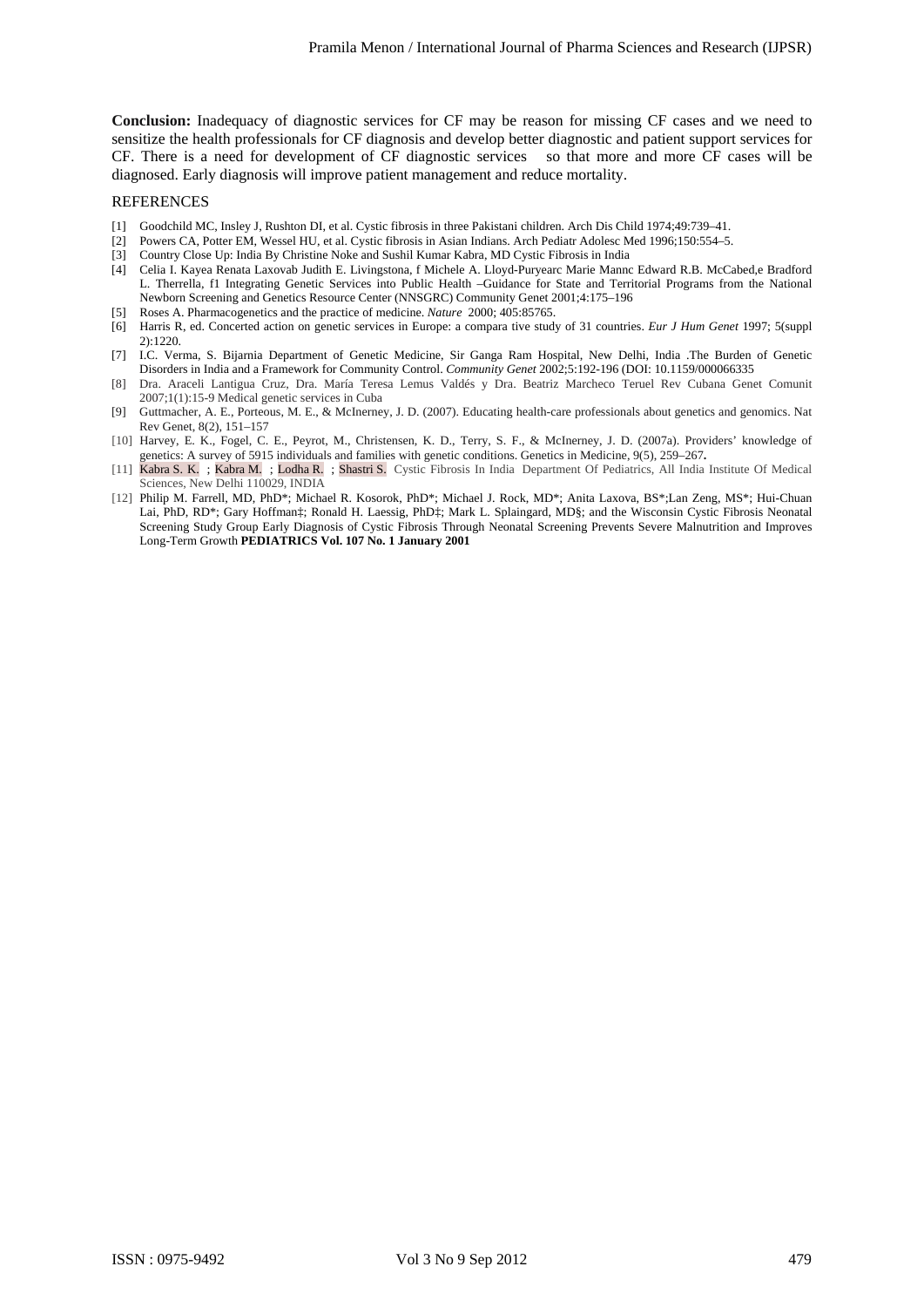**Conclusion:** Inadequacy of diagnostic services for CF may be reason for missing CF cases and we need to sensitize the health professionals for CF diagnosis and develop better diagnostic and patient support services for CF. There is a need for development of CF diagnostic services so that more and more CF cases will be diagnosed. Early diagnosis will improve patient management and reduce mortality.

## REFERENCES

[1] Goodchild MC, Insley J, Rushton DI, et al. Cystic fibrosis in three Pakistani children. Arch Dis Child 1974;49:739–41.

[2] Powers CA, Potter EM, Wessel HU, et al. Cystic fibrosis in Asian Indians. Arch Pediatr Adolesc Med 1996;150:554–5.

[3] Country Close Up: India By Christine Noke and Sushil Kumar Kabra, MD Cystic Fibrosis in India

[4] Celia I. Kayea Renata Laxovab Judith E. Livingstona, f Michele A. Lloyd-Puryearc Marie Mannc Edward R.B. McCabed,e Bradford L. Therrella, f1 Integrating Genetic Services into Public Health –Guidance for State and Territorial Programs from the National Newborn Screening and Genetics Resource Center (NNSGRC) Community Genet 2001;4:175–196

[5] Roses A. Pharmacogenetics and the practice of medicine. *Nature* 2000; 405:85765.

[6] Harris R, ed. Concerted action on genetic services in Europe: a compara tive study of 31 countries. *Eur J Hum Genet* 1997; 5(suppl 2):1220.

[7] I.C. Verma, S. Bijarnia Department of Genetic Medicine, Sir Ganga Ram Hospital, New Delhi, India .The Burden of Genetic Disorders in India and a Framework for Community Control. *Community Genet* 2002;5:192-196 (DOI: 10.1159/000066335

[8] Dra. Araceli Lantigua Cruz, Dra. María Teresa Lemus Valdés y Dra. Beatriz Marcheco Teruel Rev Cubana Genet Comunit 2007;1(1):15-9 Medical genetic services in Cuba

[9] Guttmacher, A. E., Porteous, M. E., & McInerney, J. D. (2007). Educating health-care professionals about genetics and genomics. Nat Rev Genet, 8(2), 151–157

[10] Harvey, E. K., Fogel, C. E., Peyrot, M., Christensen, K. D., Terry, S. F., & McInerney, J. D. (2007a). Providers' knowledge of genetics: A survey of 5915 individuals and families with genetic conditions. Genetics in Medicine, 9(5), 259–267**.**

[11] Kabra S. K. ; Kabra M. ; Lodha R. ; Shastri S. Cystic Fibrosis In India Department Of Pediatrics, All India Institute Of Medical Sciences, New Delhi 110029, INDIA

[12] Philip M. Farrell, MD, PhD*; Michael R. Kosorok, PhD*; Michael J. Rock, MD*; Anita Laxova, BS*;Lan Zeng, MS*; Hui-Chuan Lai, PhD, RD*; Gary Hoffman‡; Ronald H. Laessig, PhD‡; Mark L. Splaingard, MD§; and the Wisconsin Cystic Fibrosis Neonatal Screening Study Group Early Diagnosis of Cystic Fibrosis Through Neonatal Screening Prevents Severe Malnutrition and Improves Long-Term Growth **PEDIATRICS Vol. 107 No. 1 January 2001**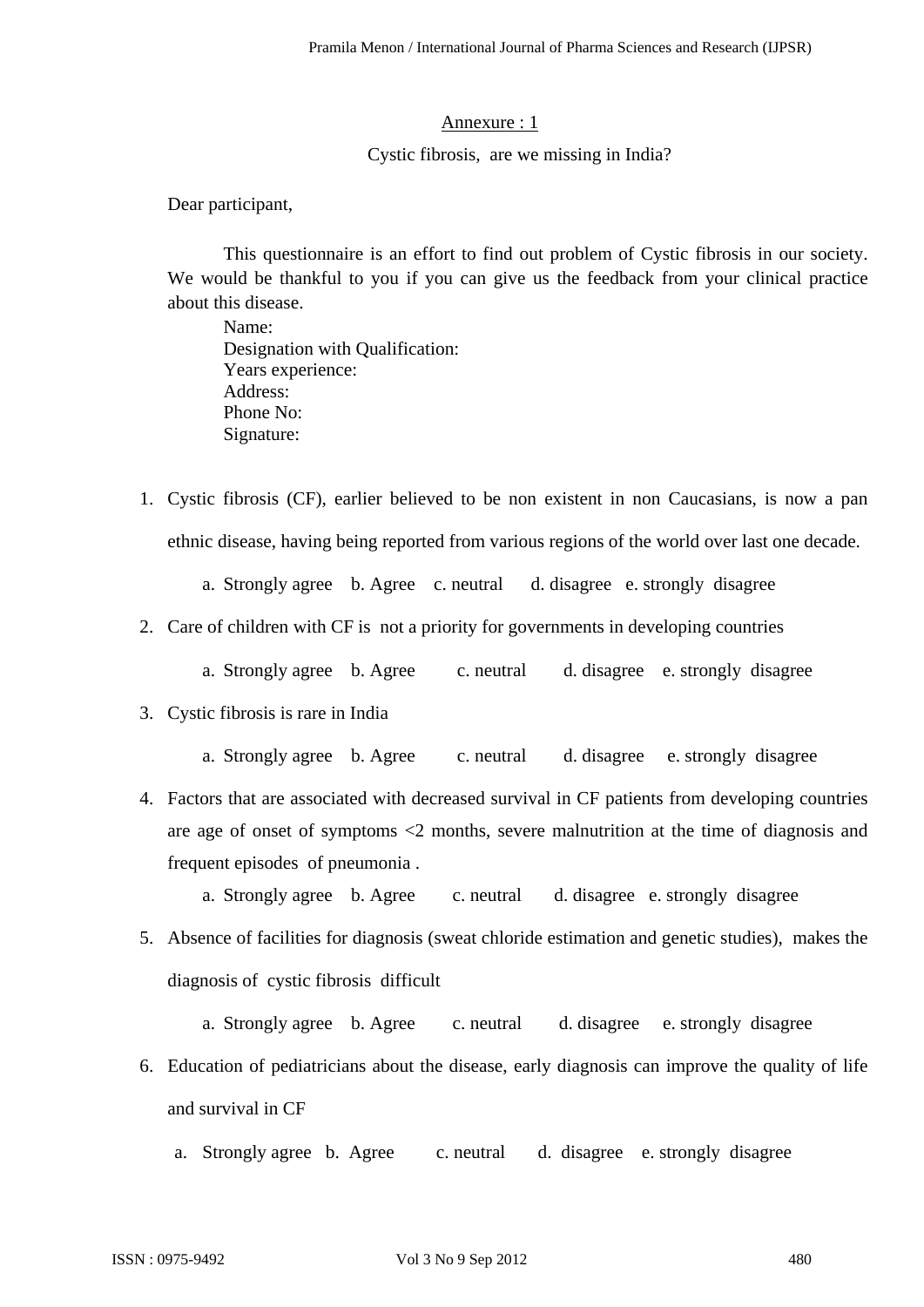Annexure : 1

Cystic fibrosis, are we missing in India?

Dear participant,

This questionnaire is an effort to find out problem of Cystic fibrosis in our society. We would be thankful to you if you can give us the feedback from your clinical practice about this disease.

Name:
Designation with Qualification:
Years experience:
Address:
Phone No:
Signature:

1. Cystic fibrosis (CF), earlier believed to be non existent in non Caucasians, is now a pan ethnic disease, having being reported from various regions of the world over last one decade.

    a. Strongly agree b. Agree c. neutral d. disagree e. strongly disagree

2. Care of children with CF is not a priority for governments in developing countries

    a. Strongly agree b. Agree c. neutral d. disagree e. strongly disagree

3. Cystic fibrosis is rare in India

    a. Strongly agree b. Agree c. neutral d. disagree e. strongly disagree

4. Factors that are associated with decreased survival in CF patients from developing countries are age of onset of symptoms <2 months, severe malnutrition at the time of diagnosis and frequent episodes of pneumonia .

    a. Strongly agree b. Agree c. neutral d. disagree e. strongly disagree

5. Absence of facilities for diagnosis (sweat chloride estimation and genetic studies), makes the diagnosis of cystic fibrosis difficult

    a. Strongly agree b. Agree c. neutral d. disagree e. strongly disagree

6. Education of pediatricians about the disease, early diagnosis can improve the quality of life and survival in CF

    a. Strongly agree b. Agree c. neutral d. disagree e. strongly disagree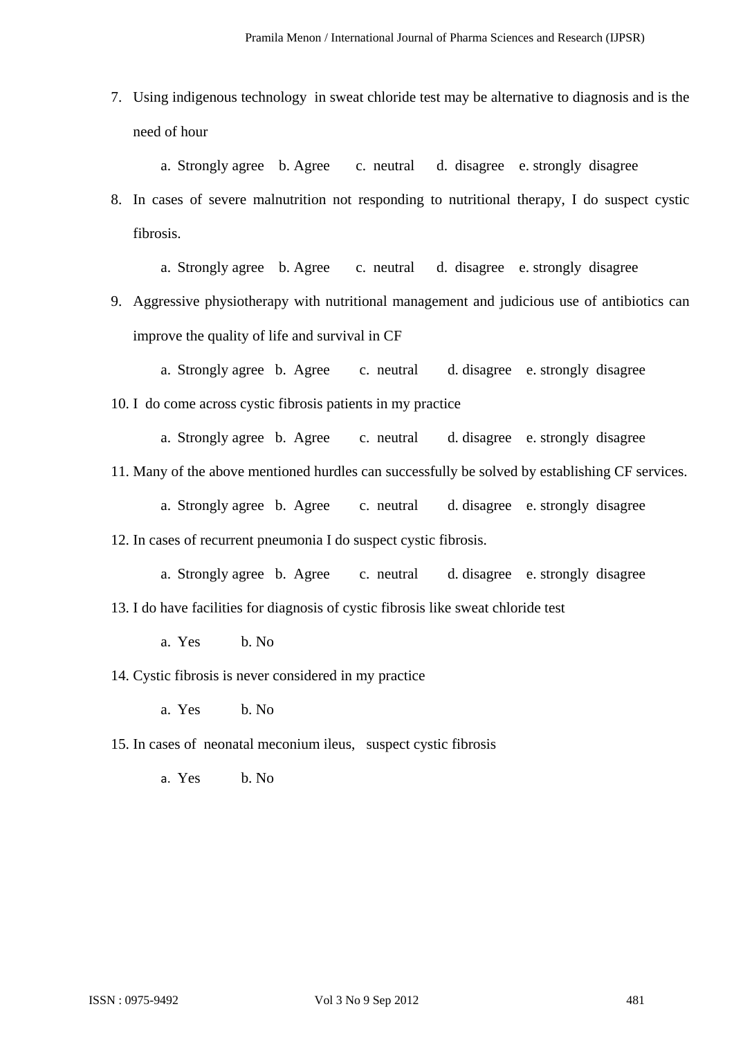7. Using indigenous technology in sweat chloride test may be alternative to diagnosis and is the need of hour

   a. Strongly agree b. Agree c. neutral d. disagree e. strongly disagree

8. In cases of severe malnutrition not responding to nutritional therapy, I do suspect cystic fibrosis.

   a. Strongly agree b. Agree c. neutral d. disagree e. strongly disagree

9. Aggressive physiotherapy with nutritional management and judicious use of antibiotics can improve the quality of life and survival in CF

   a. Strongly agree b. Agree c. neutral d. disagree e. strongly disagree

10. I do come across cystic fibrosis patients in my practice

    a. Strongly agree b. Agree c. neutral d. disagree e. strongly disagree

11. Many of the above mentioned hurdles can successfully be solved by establishing CF services.

    a. Strongly agree b. Agree c. neutral d. disagree e. strongly disagree

12. In cases of recurrent pneumonia I do suspect cystic fibrosis.

    a. Strongly agree b. Agree c. neutral d. disagree e. strongly disagree

13. I do have facilities for diagnosis of cystic fibrosis like sweat chloride test

    a. Yes b. No

14. Cystic fibrosis is never considered in my practice

    a. Yes b. No

15. In cases of neonatal meconium ileus, suspect cystic fibrosis

    a. Yes b. No